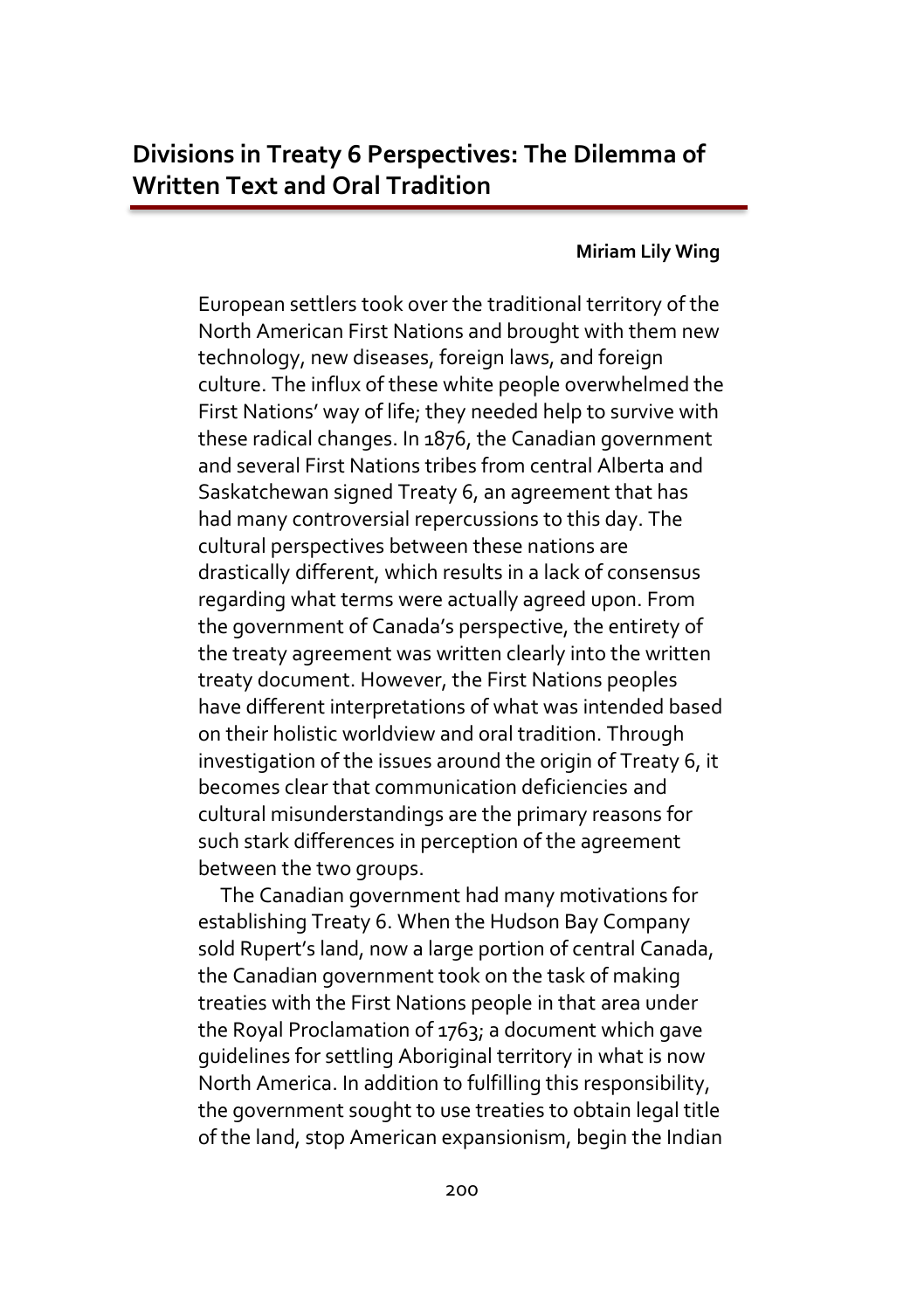# Divisions in Treaty 6 Perspectives: The Dilemma of Written Text and Oral Tradition

**Miriam Lily Wing**

European settlers took over the traditional territory of the North American First Nations and brought with them new technology, new diseases, foreign laws, and foreign culture. The influx of these white people overwhelmed the First Nations' way of life; they needed help to survive with these radical changes. In 1876, the Canadian government and several First Nations tribes from central Alberta and Saskatchewan signed Treaty 6, an agreement that has had many controversial repercussions to this day. The cultural perspectives between these nations are drastically different, which results in a lack of consensus regarding what terms were actually agreed upon. From the government of Canada's perspective, the entirety of the treaty agreement was written clearly into the written treaty document. However, the First Nations peoples have different interpretations of what was intended based on their holistic worldview and oral tradition. Through investigation of the issues around the origin of Treaty 6, it becomes clear that communication deficiencies and cultural misunderstandings are the primary reasons for such stark differences in perception of the agreement between the two groups.

The Canadian government had many motivations for establishing Treaty 6. When the Hudson Bay Company sold Rupert's land, now a large portion of central Canada, the Canadian government took on the task of making treaties with the First Nations people in that area under the Royal Proclamation of 1763; a document which gave guidelines for settling Aboriginal territory in what is now North America. In addition to fulfilling this responsibility, the government sought to use treaties to obtain legal title of the land, stop American expansionism, begin the Indian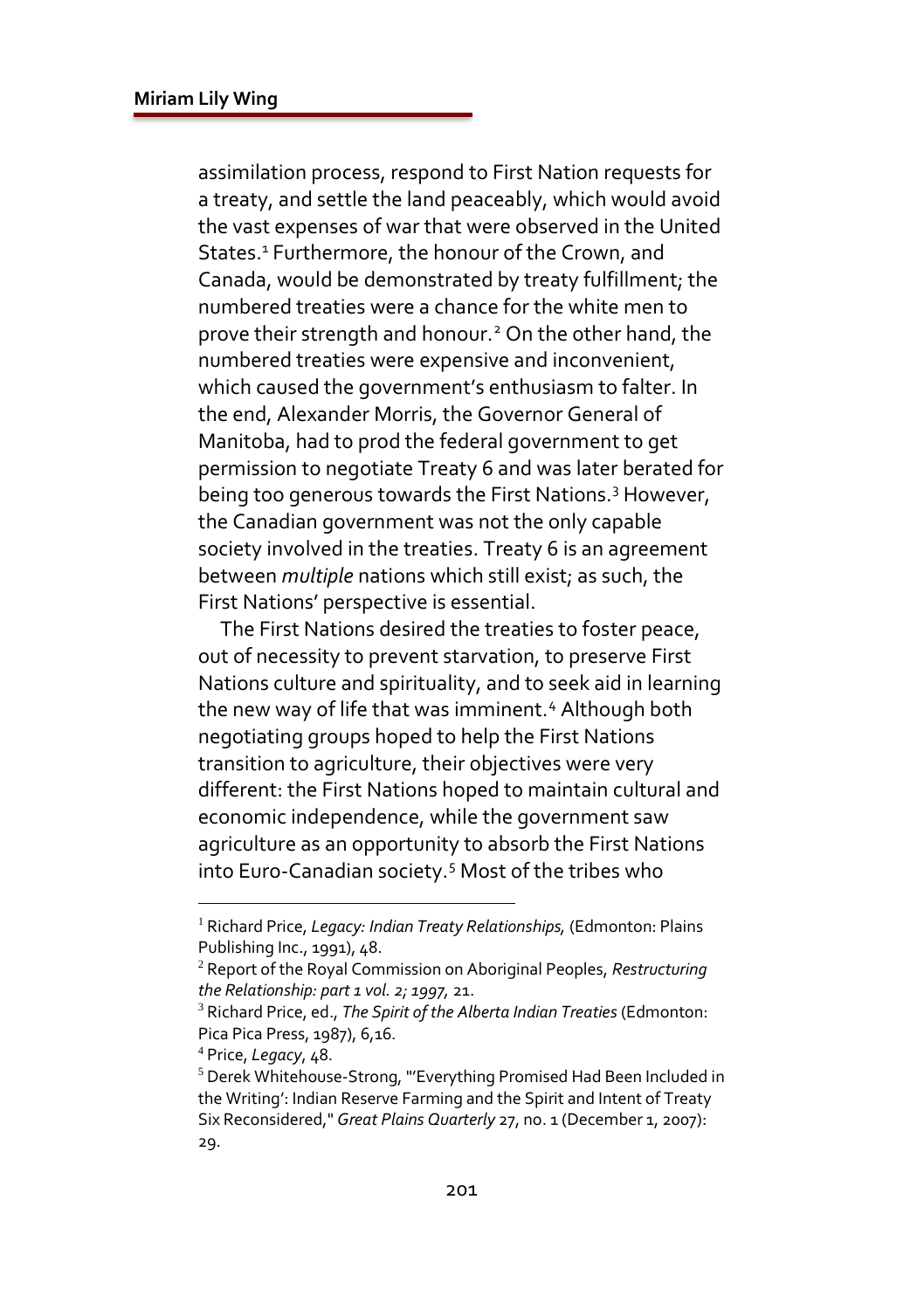assimilation process, respond to First Nation requests for a treaty, and settle the land peaceably, which would avoid the vast expenses of war that were observed in the United States.[1] Furthermore, the honour of the Crown, and Canada, would be demonstrated by treaty fulfillment; the numbered treaties were a chance for the white men to prove their strength and honour.[2] On the other hand, the numbered treaties were expensive and inconvenient, which caused the government's enthusiasm to falter. In the end, Alexander Morris, the Governor General of Manitoba, had to prod the federal government to get permission to negotiate Treaty 6 and was later berated for being too generous towards the First Nations.[3] However, the Canadian government was not the only capable society involved in the treaties. Treaty 6 is an agreement between *multiple* nations which still exist; as such, the First Nations' perspective is essential.

The First Nations desired the treaties to foster peace, out of necessity to prevent starvation, to preserve First Nations culture and spirituality, and to seek aid in learning the new way of life that was imminent.[4] Although both negotiating groups hoped to help the First Nations transition to agriculture, their objectives were very different: the First Nations hoped to maintain cultural and economic independence, while the government saw agriculture as an opportunity to absorb the First Nations into Euro-Canadian society.[5] Most of the tribes who

---

[1] Richard Price, *Legacy: Indian Treaty Relationships,* (Edmonton: Plains Publishing Inc., 1991), 48.

[2] Report of the Royal Commission on Aboriginal Peoples, *Restructuring the Relationship: part 1 vol. 2; 1997,* 21.

[3] Richard Price, ed., *The Spirit of the Alberta Indian Treaties* (Edmonton: Pica Pica Press, 1987), 6,16.

[4] Price, *Legacy*, 48.

[5] Derek Whitehouse-Strong, "'Everything Promised Had Been Included in the Writing': Indian Reserve Farming and the Spirit and Intent of Treaty Six Reconsidered," *Great Plains Quarterly* 27, no. 1 (December 1, 2007): 29.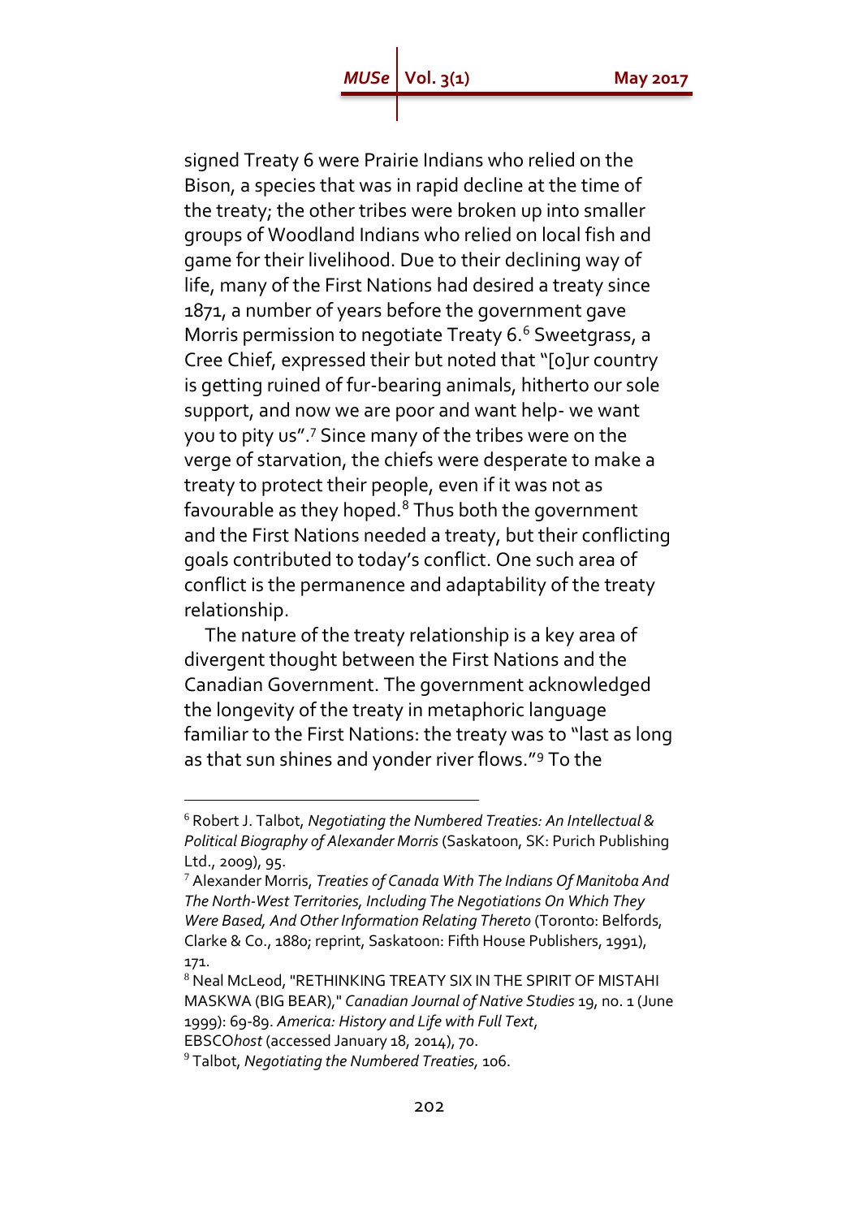signed Treaty 6 were Prairie Indians who relied on the Bison, a species that was in rapid decline at the time of the treaty; the other tribes were broken up into smaller groups of Woodland Indians who relied on local fish and game for their livelihood. Due to their declining way of life, many of the First Nations had desired a treaty since 1871, a number of years before the government gave Morris permission to negotiate Treaty 6.[6] Sweetgrass, a Cree Chief, expressed their but noted that "[o]ur country is getting ruined of fur-bearing animals, hitherto our sole support, and now we are poor and want help- we want you to pity us".[7] Since many of the tribes were on the verge of starvation, the chiefs were desperate to make a treaty to protect their people, even if it was not as favourable as they hoped.[8] Thus both the government and the First Nations needed a treaty, but their conflicting goals contributed to today's conflict. One such area of conflict is the permanence and adaptability of the treaty relationship.

The nature of the treaty relationship is a key area of divergent thought between the First Nations and the Canadian Government. The government acknowledged the longevity of the treaty in metaphoric language familiar to the First Nations: the treaty was to "last as long as that sun shines and yonder river flows."[9] To the

---

[6] Robert J. Talbot, *Negotiating the Numbered Treaties: An Intellectual & Political Biography of Alexander Morris* (Saskatoon, SK: Purich Publishing Ltd., 2009), 95.

[7] Alexander Morris, *Treaties of Canada With The Indians Of Manitoba And The North-West Territories, Including The Negotiations On Which They Were Based, And Other Information Relating Thereto* (Toronto: Belfords, Clarke & Co., 1880; reprint, Saskatoon: Fifth House Publishers, 1991), 171.

[8] Neal McLeod, "RETHINKING TREATY SIX IN THE SPIRIT OF MISTAHI MASKWA (BIG BEAR)," *Canadian Journal of Native Studies* 19, no. 1 (June 1999): 69-89. *America: History and Life with Full Text*, EBSCO*host* (accessed January 18, 2014), 70.

[9] Talbot, *Negotiating the Numbered Treaties*, 106.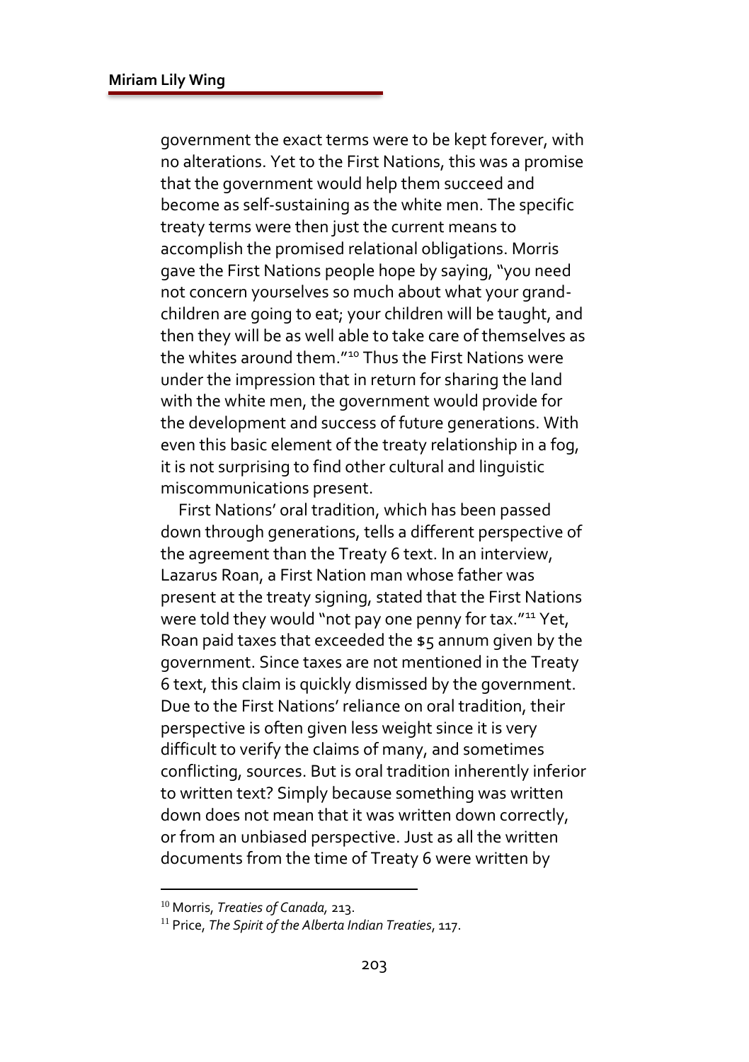government the exact terms were to be kept forever, with no alterations. Yet to the First Nations, this was a promise that the government would help them succeed and become as self-sustaining as the white men. The specific treaty terms were then just the current means to accomplish the promised relational obligations. Morris gave the First Nations people hope by saying, "you need not concern yourselves so much about what your grand-children are going to eat; your children will be taught, and then they will be as well able to take care of themselves as the whites around them."[10] Thus the First Nations were under the impression that in return for sharing the land with the white men, the government would provide for the development and success of future generations. With even this basic element of the treaty relationship in a fog, it is not surprising to find other cultural and linguistic miscommunications present.

First Nations' oral tradition, which has been passed down through generations, tells a different perspective of the agreement than the Treaty 6 text. In an interview, Lazarus Roan, a First Nation man whose father was present at the treaty signing, stated that the First Nations were told they would "not pay one penny for tax."[11] Yet, Roan paid taxes that exceeded the $5 annum given by the government. Since taxes are not mentioned in the Treaty 6 text, this claim is quickly dismissed by the government. Due to the First Nations' reliance on oral tradition, their perspective is often given less weight since it is very difficult to verify the claims of many, and sometimes conflicting, sources. But is oral tradition inherently inferior to written text? Simply because something was written down does not mean that it was written down correctly, or from an unbiased perspective. Just as all the written documents from the time of Treaty 6 were written by

---

[10] Morris, *Treaties of Canada*, 213.

[11] Price, *The Spirit of the Alberta Indian Treaties*, 117.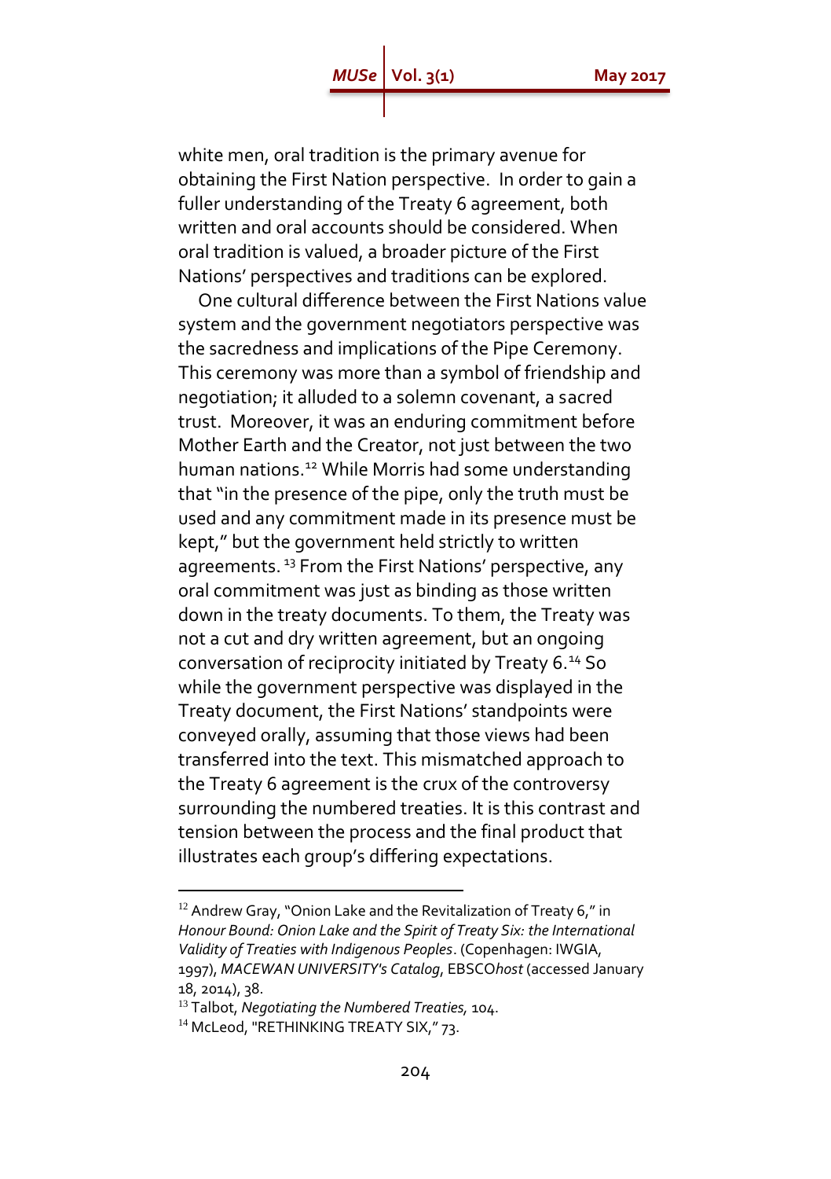white men, oral tradition is the primary avenue for obtaining the First Nation perspective. In order to gain a fuller understanding of the Treaty 6 agreement, both written and oral accounts should be considered. When oral tradition is valued, a broader picture of the First Nations' perspectives and traditions can be explored.

One cultural difference between the First Nations value system and the government negotiators perspective was the sacredness and implications of the Pipe Ceremony. This ceremony was more than a symbol of friendship and negotiation; it alluded to a solemn covenant, a sacred trust. Moreover, it was an enduring commitment before Mother Earth and the Creator, not just between the two human nations.[12] While Morris had some understanding that "in the presence of the pipe, only the truth must be used and any commitment made in its presence must be kept," but the government held strictly to written agreements. [13] From the First Nations' perspective, any oral commitment was just as binding as those written down in the treaty documents. To them, the Treaty was not a cut and dry written agreement, but an ongoing conversation of reciprocity initiated by Treaty 6.[14] So while the government perspective was displayed in the Treaty document, the First Nations' standpoints were conveyed orally, assuming that those views had been transferred into the text. This mismatched approach to the Treaty 6 agreement is the crux of the controversy surrounding the numbered treaties. It is this contrast and tension between the process and the final product that illustrates each group's differing expectations.

---

[12] Andrew Gray, "Onion Lake and the Revitalization of Treaty 6," in *Honour Bound: Onion Lake and the Spirit of Treaty Six: the International Validity of Treaties with Indigenous Peoples*. (Copenhagen: IWGIA, 1997), *MACEWAN UNIVERSITY's Catalog*, EBSCO*host* (accessed January 18, 2014), 38.

[13] Talbot, *Negotiating the Numbered Treaties,* 104.

[14] McLeod, "RETHINKING TREATY SIX," 73.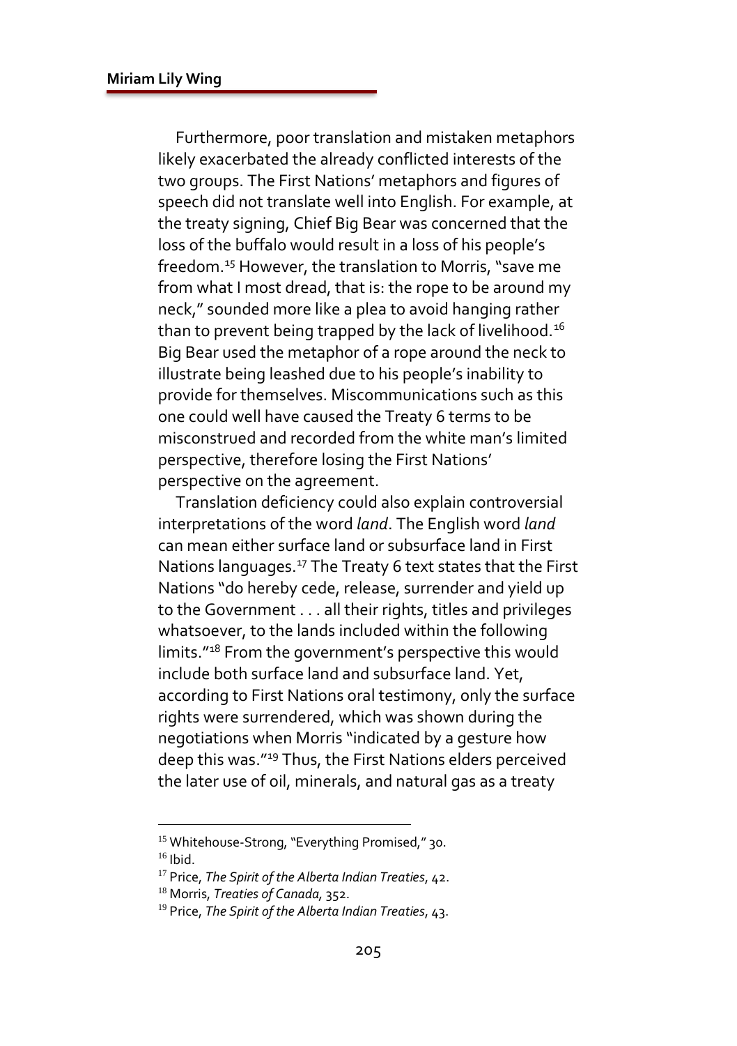Furthermore, poor translation and mistaken metaphors likely exacerbated the already conflicted interests of the two groups. The First Nations' metaphors and figures of speech did not translate well into English. For example, at the treaty signing, Chief Big Bear was concerned that the loss of the buffalo would result in a loss of his people's freedom.[15] However, the translation to Morris, "save me from what I most dread, that is: the rope to be around my neck," sounded more like a plea to avoid hanging rather than to prevent being trapped by the lack of livelihood.[16] Big Bear used the metaphor of a rope around the neck to illustrate being leashed due to his people's inability to provide for themselves. Miscommunications such as this one could well have caused the Treaty 6 terms to be misconstrued and recorded from the white man's limited perspective, therefore losing the First Nations' perspective on the agreement.

Translation deficiency could also explain controversial interpretations of the word *land*. The English word *land* can mean either surface land or subsurface land in First Nations languages.[17] The Treaty 6 text states that the First Nations "do hereby cede, release, surrender and yield up to the Government . . . all their rights, titles and privileges whatsoever, to the lands included within the following limits."[18] From the government's perspective this would include both surface land and subsurface land. Yet, according to First Nations oral testimony, only the surface rights were surrendered, which was shown during the negotiations when Morris "indicated by a gesture how deep this was."[19] Thus, the First Nations elders perceived the later use of oil, minerals, and natural gas as a treaty

---

[15] Whitehouse-Strong, "Everything Promised," 30.

[16] Ibid.

[17] Price, *The Spirit of the Alberta Indian Treaties*, 42.

[18] Morris, *Treaties of Canada*, 352.

[19] Price, *The Spirit of the Alberta Indian Treaties*, 43.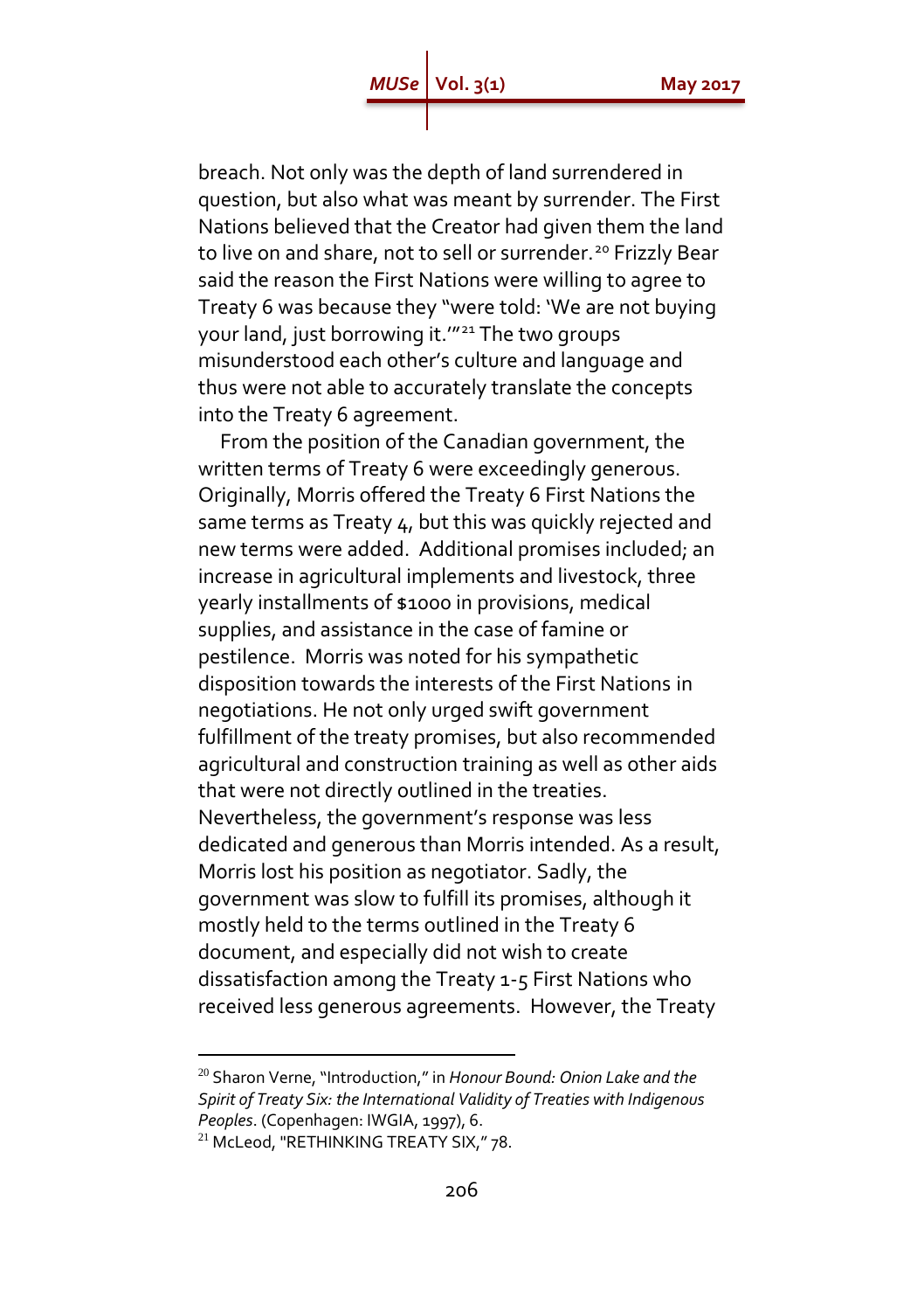breach. Not only was the depth of land surrendered in question, but also what was meant by surrender. The First Nations believed that the Creator had given them the land to live on and share, not to sell or surrender.[20] Frizzly Bear said the reason the First Nations were willing to agree to Treaty 6 was because they "were told: 'We are not buying your land, just borrowing it.'"[21] The two groups misunderstood each other's culture and language and thus were not able to accurately translate the concepts into the Treaty 6 agreement.

From the position of the Canadian government, the written terms of Treaty 6 were exceedingly generous. Originally, Morris offered the Treaty 6 First Nations the same terms as Treaty 4, but this was quickly rejected and new terms were added. Additional promises included; an increase in agricultural implements and livestock, three yearly installments of $1000 in provisions, medical supplies, and assistance in the case of famine or pestilence. Morris was noted for his sympathetic disposition towards the interests of the First Nations in negotiations. He not only urged swift government fulfillment of the treaty promises, but also recommended agricultural and construction training as well as other aids that were not directly outlined in the treaties. Nevertheless, the government's response was less dedicated and generous than Morris intended. As a result, Morris lost his position as negotiator. Sadly, the government was slow to fulfill its promises, although it mostly held to the terms outlined in the Treaty 6 document, and especially did not wish to create dissatisfaction among the Treaty 1-5 First Nations who received less generous agreements. However, the Treaty

---

[20] Sharon Verne, "Introduction," in *Honour Bound: Onion Lake and the Spirit of Treaty Six: the International Validity of Treaties with Indigenous Peoples*. (Copenhagen: IWGIA, 1997), 6.

[21] McLeod, "RETHINKING TREATY SIX," 78.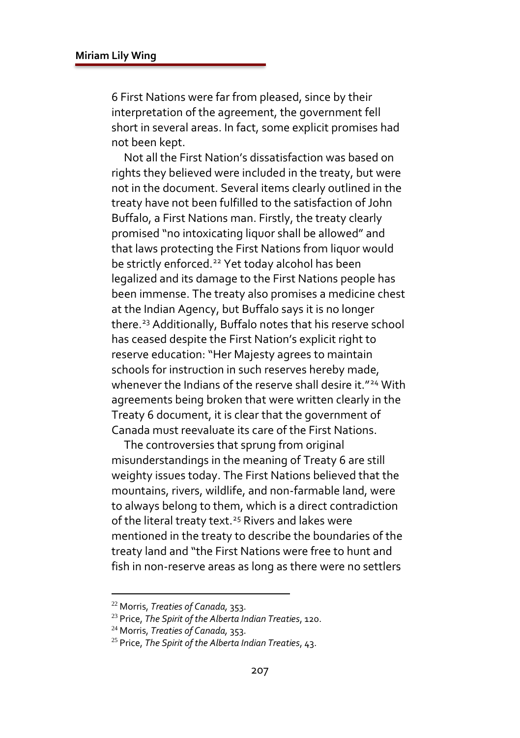6 First Nations were far from pleased, since by their interpretation of the agreement, the government fell short in several areas. In fact, some explicit promises had not been kept.

Not all the First Nation's dissatisfaction was based on rights they believed were included in the treaty, but were not in the document. Several items clearly outlined in the treaty have not been fulfilled to the satisfaction of John Buffalo, a First Nations man. Firstly, the treaty clearly promised "no intoxicating liquor shall be allowed" and that laws protecting the First Nations from liquor would be strictly enforced.[22] Yet today alcohol has been legalized and its damage to the First Nations people has been immense. The treaty also promises a medicine chest at the Indian Agency, but Buffalo says it is no longer there.[23] Additionally, Buffalo notes that his reserve school has ceased despite the First Nation's explicit right to reserve education: "Her Majesty agrees to maintain schools for instruction in such reserves hereby made, whenever the Indians of the reserve shall desire it."[24] With agreements being broken that were written clearly in the Treaty 6 document, it is clear that the government of Canada must reevaluate its care of the First Nations.

The controversies that sprung from original misunderstandings in the meaning of Treaty 6 are still weighty issues today. The First Nations believed that the mountains, rivers, wildlife, and non-farmable land, were to always belong to them, which is a direct contradiction of the literal treaty text.[25] Rivers and lakes were mentioned in the treaty to describe the boundaries of the treaty land and "the First Nations were free to hunt and fish in non-reserve areas as long as there were no settlers

---

[22] Morris, *Treaties of Canada*, 353.

[23] Price, *The Spirit of the Alberta Indian Treaties*, 120.

[24] Morris, *Treaties of Canada*, 353.

[25] Price, *The Spirit of the Alberta Indian Treaties*, 43.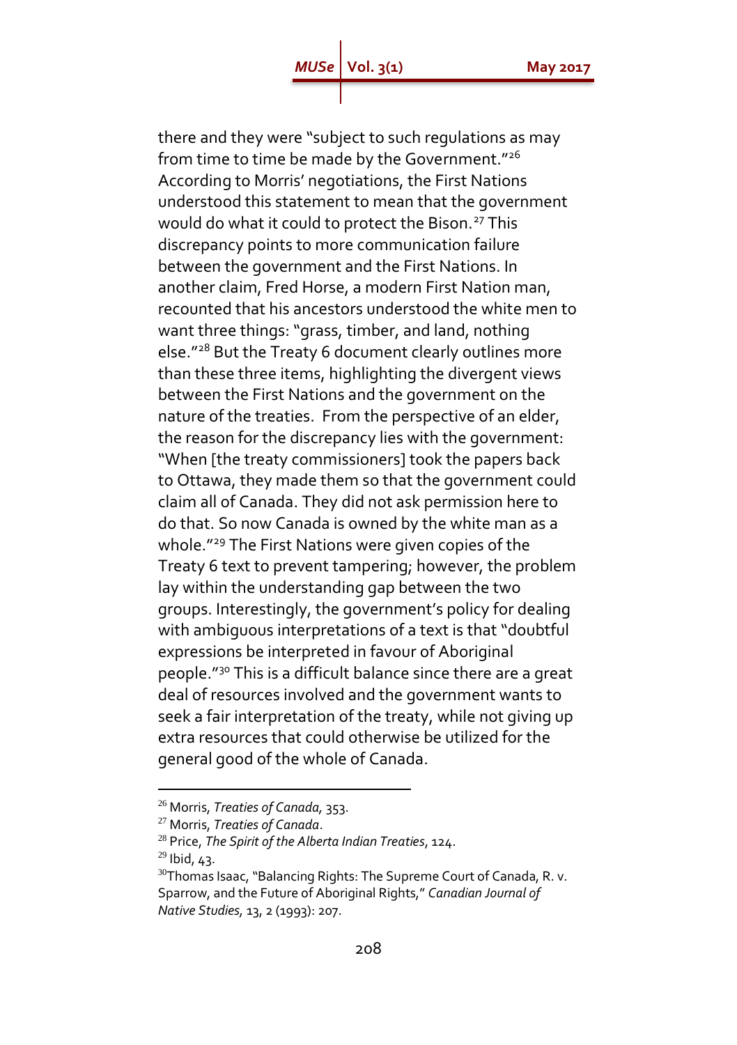there and they were "subject to such regulations as may from time to time be made by the Government."[26] According to Morris' negotiations, the First Nations understood this statement to mean that the government would do what it could to protect the Bison.[27] This discrepancy points to more communication failure between the government and the First Nations. In another claim, Fred Horse, a modern First Nation man, recounted that his ancestors understood the white men to want three things: "grass, timber, and land, nothing else."[28] But the Treaty 6 document clearly outlines more than these three items, highlighting the divergent views between the First Nations and the government on the nature of the treaties. From the perspective of an elder, the reason for the discrepancy lies with the government: "When [the treaty commissioners] took the papers back to Ottawa, they made them so that the government could claim all of Canada. They did not ask permission here to do that. So now Canada is owned by the white man as a whole."[29] The First Nations were given copies of the Treaty 6 text to prevent tampering; however, the problem lay within the understanding gap between the two groups. Interestingly, the government's policy for dealing with ambiguous interpretations of a text is that "doubtful expressions be interpreted in favour of Aboriginal people."[30] This is a difficult balance since there are a great deal of resources involved and the government wants to seek a fair interpretation of the treaty, while not giving up extra resources that could otherwise be utilized for the general good of the whole of Canada.

---

[26] Morris, *Treaties of Canada*, 353.

[27] Morris, *Treaties of Canada*.

[28] Price, *The Spirit of the Alberta Indian Treaties*, 124.

[29] Ibid, 43.

[30] Thomas Isaac, "Balancing Rights: The Supreme Court of Canada, R. v. Sparrow, and the Future of Aboriginal Rights," *Canadian Journal of Native Studies*, 13, 2 (1993): 207.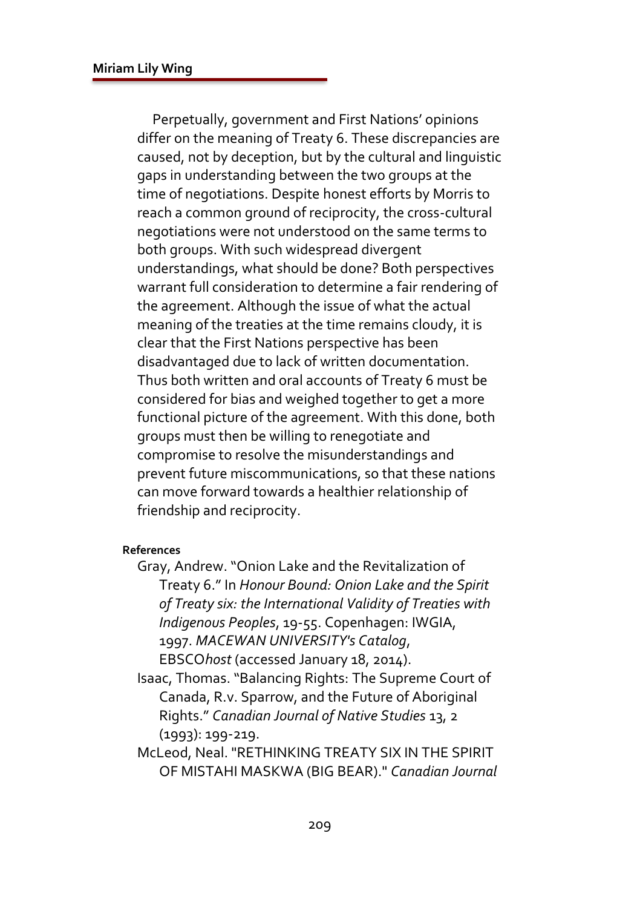Perpetually, government and First Nations' opinions differ on the meaning of Treaty 6. These discrepancies are caused, not by deception, but by the cultural and linguistic gaps in understanding between the two groups at the time of negotiations. Despite honest efforts by Morris to reach a common ground of reciprocity, the cross-cultural negotiations were not understood on the same terms to both groups. With such widespread divergent understandings, what should be done? Both perspectives warrant full consideration to determine a fair rendering of the agreement. Although the issue of what the actual meaning of the treaties at the time remains cloudy, it is clear that the First Nations perspective has been disadvantaged due to lack of written documentation. Thus both written and oral accounts of Treaty 6 must be considered for bias and weighed together to get a more functional picture of the agreement. With this done, both groups must then be willing to renegotiate and compromise to resolve the misunderstandings and prevent future miscommunications, so that these nations can move forward towards a healthier relationship of friendship and reciprocity.

**References**

Gray, Andrew. "Onion Lake and the Revitalization of Treaty 6." In *Honour Bound: Onion Lake and the Spirit of Treaty six: the International Validity of Treaties with Indigenous Peoples*, 19-55. Copenhagen: IWGIA, 1997. *MACEWAN UNIVERSITY's Catalog*, EBSCO*host* (accessed January 18, 2014).

Isaac, Thomas. "Balancing Rights: The Supreme Court of Canada, R.v. Sparrow, and the Future of Aboriginal Rights." *Canadian Journal of Native Studies* 13, 2 (1993): 199-219.

McLeod, Neal. "RETHINKING TREATY SIX IN THE SPIRIT OF MISTAHI MASKWA (BIG BEAR)." *Canadian Journal*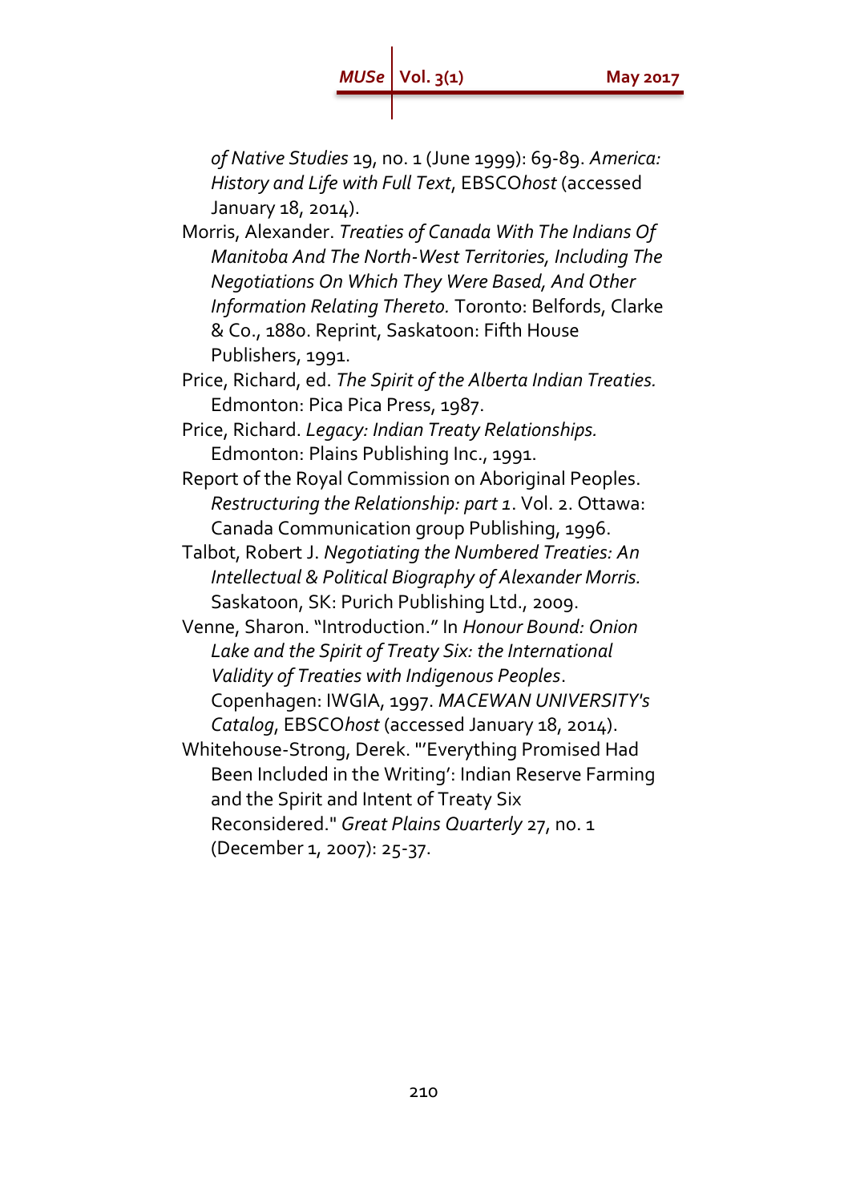*of Native Studies* 19, no. 1 (June 1999): 69-89. *America: History and Life with Full Text*, EBSCO*host* (accessed January 18, 2014).

Morris, Alexander. *Treaties of Canada With The Indians Of Manitoba And The North-West Territories, Including The Negotiations On Which They Were Based, And Other Information Relating Thereto.* Toronto: Belfords, Clarke & Co., 1880. Reprint, Saskatoon: Fifth House Publishers, 1991.

Price, Richard, ed. *The Spirit of the Alberta Indian Treaties.* Edmonton: Pica Pica Press, 1987.

Price, Richard. *Legacy: Indian Treaty Relationships.* Edmonton: Plains Publishing Inc., 1991.

Report of the Royal Commission on Aboriginal Peoples. *Restructuring the Relationship: part 1*. Vol. 2. Ottawa: Canada Communication group Publishing, 1996.

Talbot, Robert J. *Negotiating the Numbered Treaties: An Intellectual & Political Biography of Alexander Morris.* Saskatoon, SK: Purich Publishing Ltd., 2009.

Venne, Sharon. "Introduction." In *Honour Bound: Onion Lake and the Spirit of Treaty Six: the International Validity of Treaties with Indigenous Peoples*. Copenhagen: IWGIA, 1997. *MACEWAN UNIVERSITY's Catalog*, EBSCO*host* (accessed January 18, 2014).

Whitehouse-Strong, Derek. "'Everything Promised Had Been Included in the Writing': Indian Reserve Farming and the Spirit and Intent of Treaty Six Reconsidered." *Great Plains Quarterly* 27, no. 1 (December 1, 2007): 25-37.